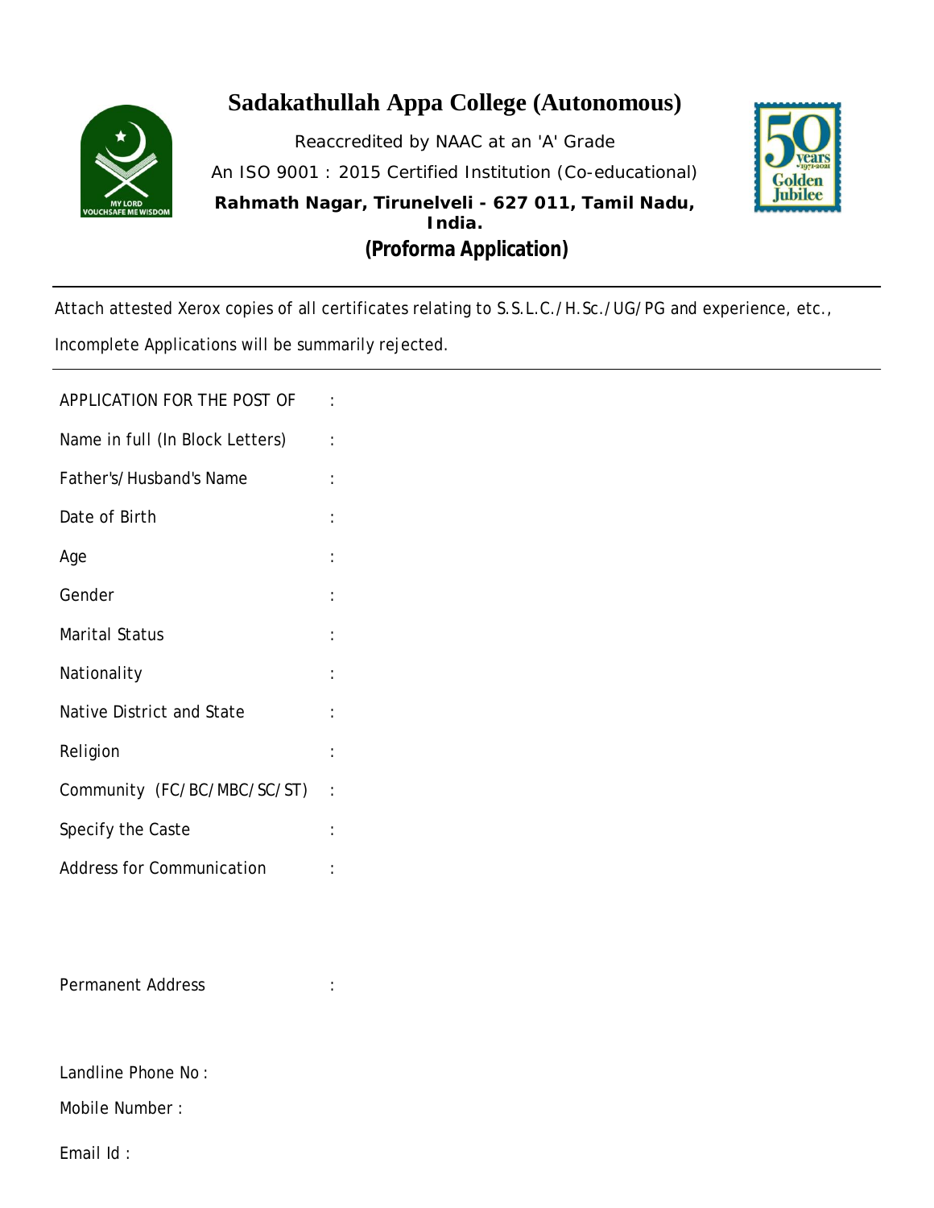# Sadakathullah Appa College (Autonomous)

Reaccredited by NAAC at an 'A' Grade

An ISO 9001 : 2015 Certified Institution (Co-educational)

**Rahmath Nagar, Tirunelveli - 627 011, Tamil Nadu, India.**

## (Proforma Application)

---

Attach attested Xerox copies of all certificates relating to S.S.L.C./H.Sc./UG/PG and experience, etc.,

Incomplete Applications will be summarily rejected.

---

APPLICATION FOR THE POST OF :

Name in full (In Block Letters) :

Father's/Husband's Name :

Date of Birth :

Age :

Gender :

Marital Status :

Nationality :

Native District and State :

Religion :

Community (FC/BC/MBC/SC/ST) :

Specify the Caste :

Address for Communication :

Permanent Address :

Landline Phone No :

Mobile Number :

Email Id :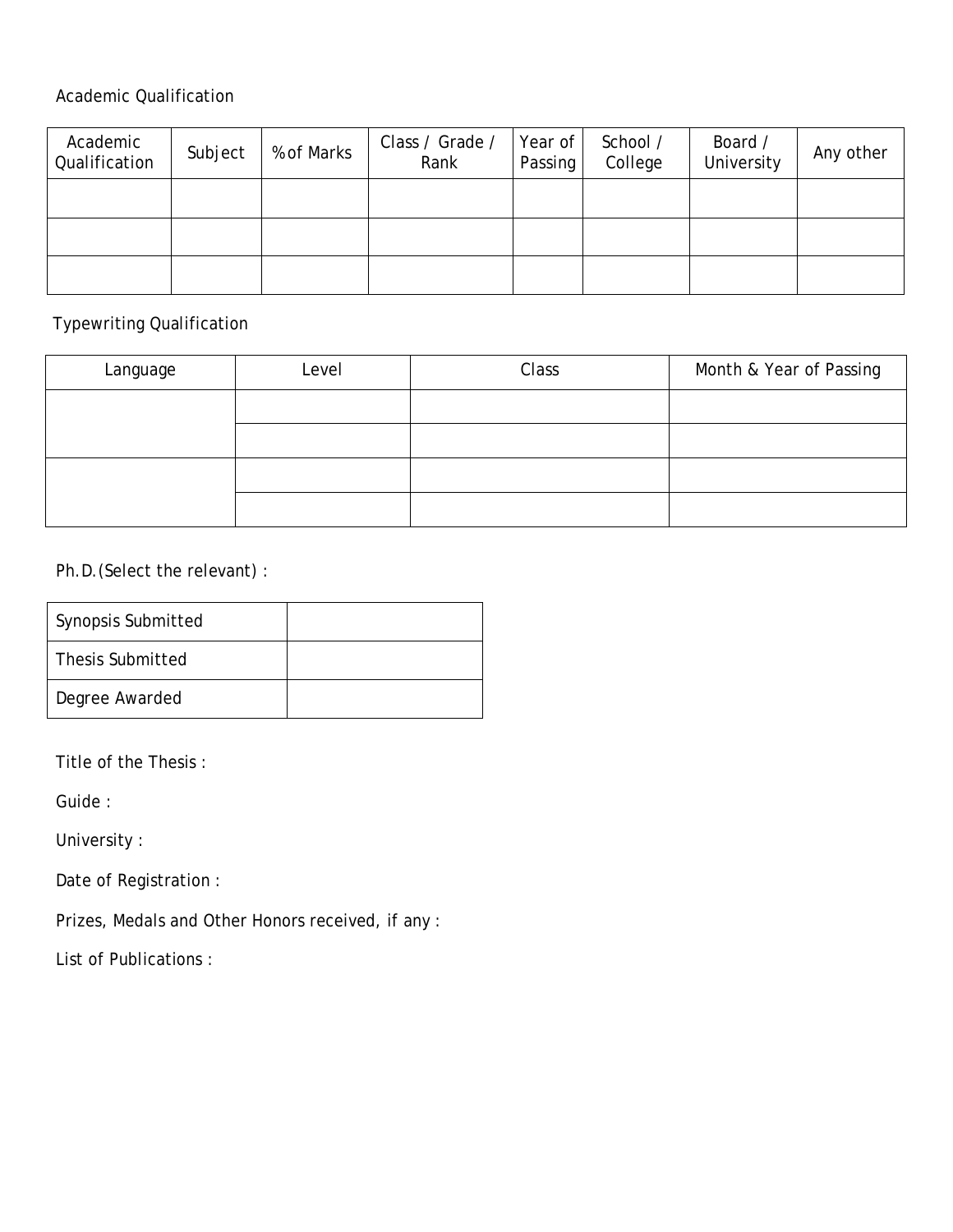Academic Qualification

| Academic Qualification | Subject | % of Marks | Class / Grade / Rank | Year of Passing | School / College | Board / University | Any other |
|---|---|---|---|---|---|---|---|
| | | | | | | | |
| | | | | | | | |
| | | | | | | | |

Typewriting Qualification

| Language | Level | Class | Month & Year of Passing |
|---|---|---|---|
| | | | |
| | | | |
| | | | |
| | | | |

Ph.D.(Select the relevant) :

| Synopsis Submitted | |
|---|---|
| Thesis Submitted | |
| Degree Awarded | |

Title of the Thesis :

Guide :

University :

Date of Registration :

Prizes, Medals and Other Honors received, if any :

List of Publications :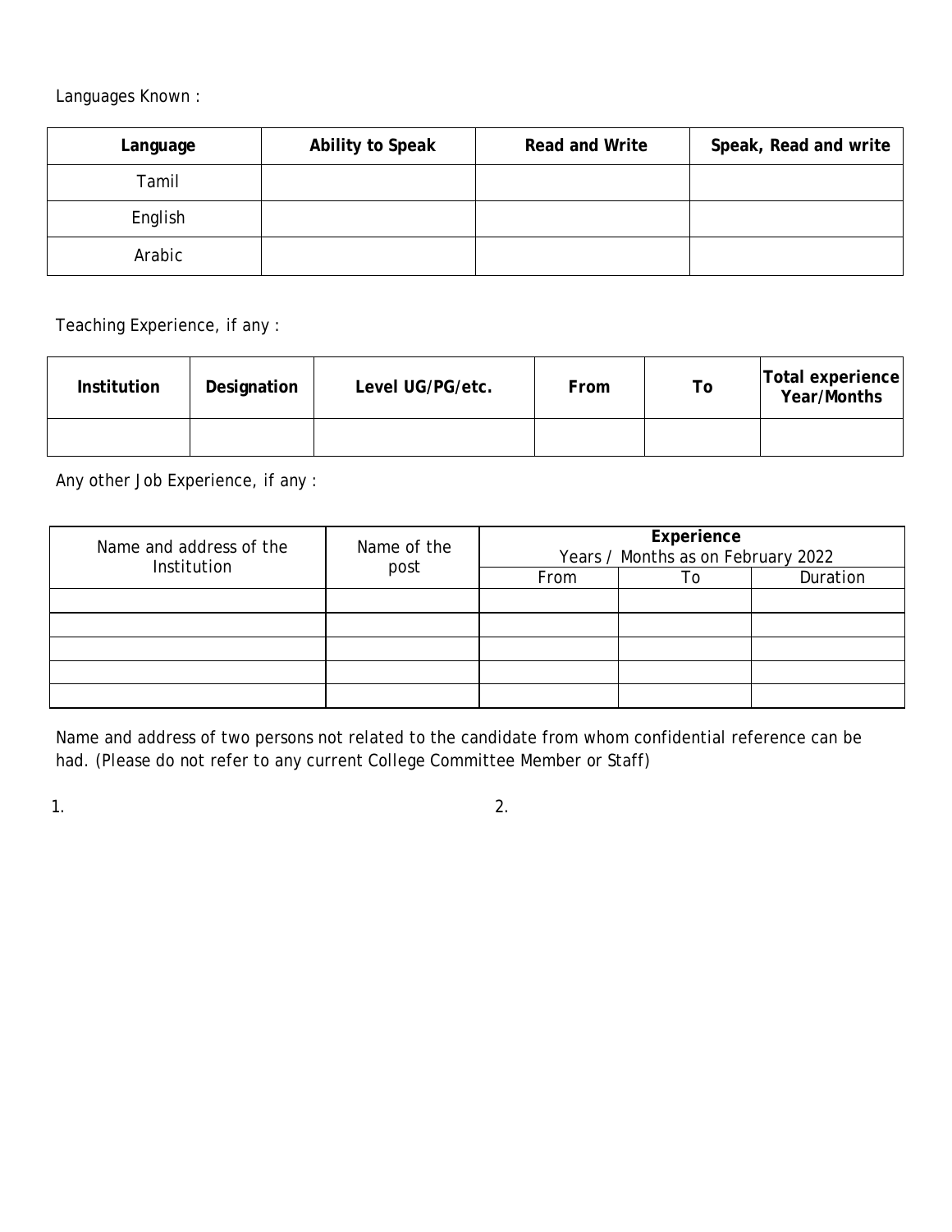Languages Known :

| Language | Ability to Speak | Read and Write | Speak, Read and write |
|---|---|---|---|
| Tamil | | | |
| English | | | |
| Arabic | | | |

Teaching Experience, if any :

| Institution | Designation | Level UG/PG/etc. | From | To | Total experience Year/Months |
|---|---|---|---|---|---|
| | | | | | |

Any other Job Experience, if any :

| Name and address of the Institution | Name of the post | Experience Years / Months as on February 2022 | | |
|---|---|---|---|---|
| | | From | To | Duration |
| | | | | |
| | | | | |
| | | | | |
| | | | | |
| | | | | |

Name and address of two persons not related to the candidate from whom confidential reference can be had. (Please do not refer to any current College Committee Member or Staff)

1.

2.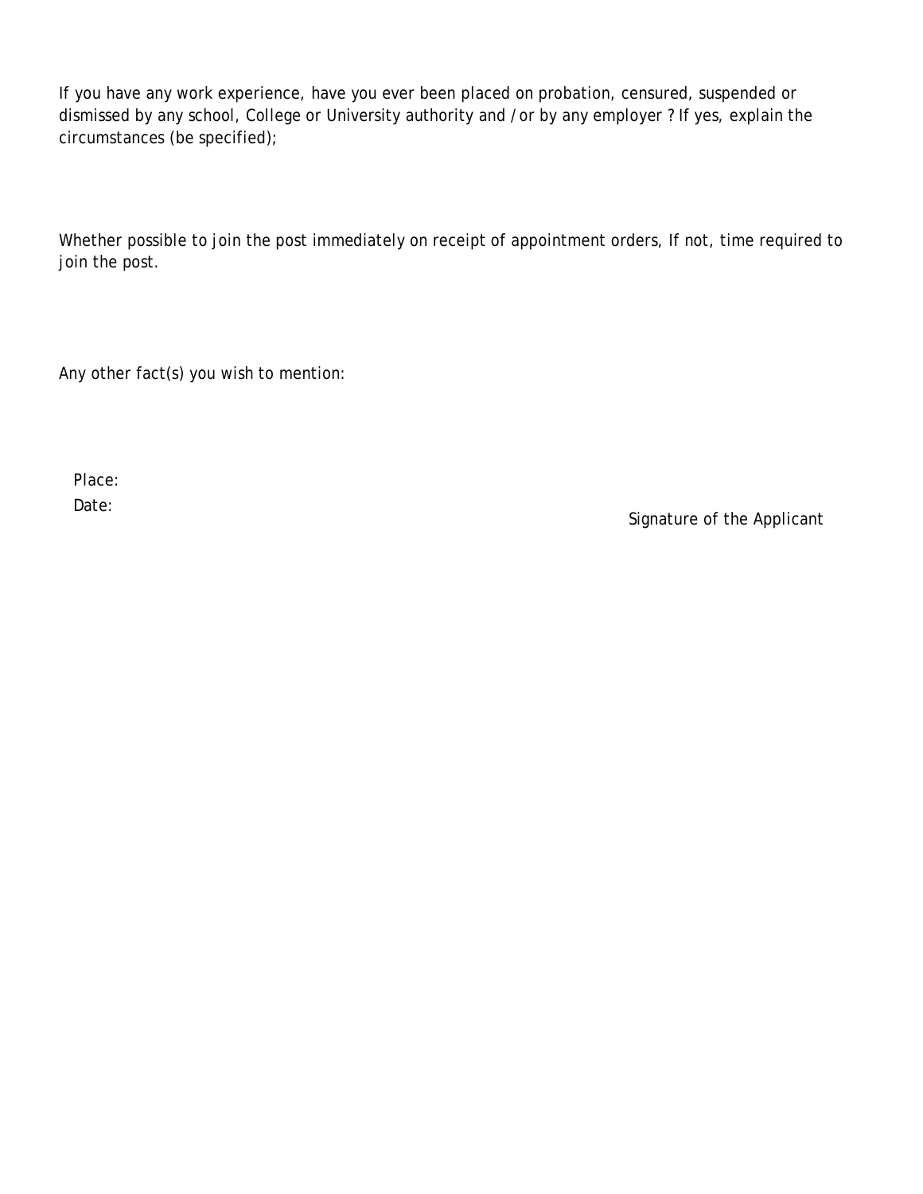If you have any work experience, have you ever been placed on probation, censured, suspended or dismissed by any school, College or University authority and / or by any employer ? If yes, explain the circumstances (be specified);

Whether possible to join the post immediately on receipt of appointment orders, If not, time required to join the post.

Any other fact(s) you wish to mention:

Place:

Date:

Signature of the Applicant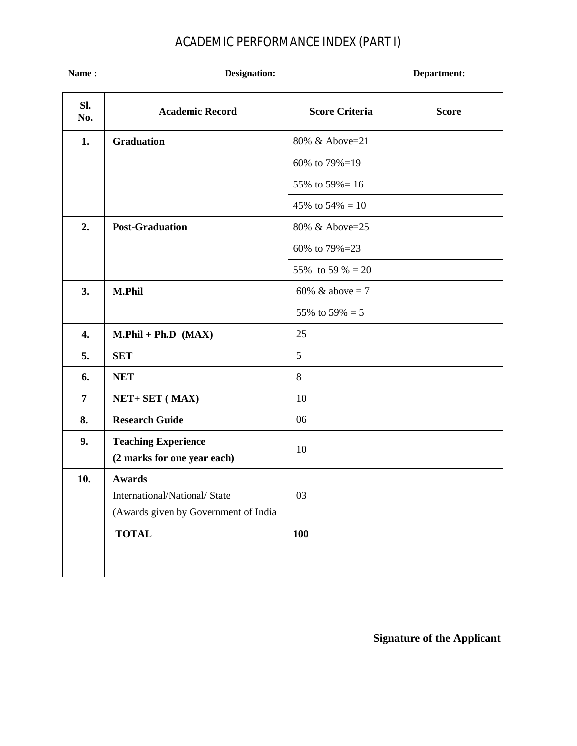# ACADEMIC PERFORMANCE INDEX (PART I)

**Name :** **Designation:** **Department:**

| Sl. No. | Academic Record | Score Criteria | Score |
|---|---|---|---|
| **1.** | **Graduation** | 80% & Above=21 | |
| | | 60% to 79%=19 | |
| | | 55% to 59%= 16 | |
| | | 45% to 54% = 10 | |
| **2.** | **Post-Graduation** | 80% & Above=25 | |
| | | 60% to 79%=23 | |
| | | 55% to 59 % = 20 | |
| **3.** | **M.Phil** | 60% & above = 7 | |
| | | 55% to 59% = 5 | |
| **4.** | **M.Phil + Ph.D (MAX)** | 25 | |
| **5.** | **SET** | 5 | |
| **6.** | **NET** | 8 | |
| **7** | **NET+ SET ( MAX)** | 10 | |
| **8.** | **Research Guide** | 06 | |
| **9.** | **Teaching Experience (2 marks for one year each)** | 10 | |
| **10.** | **Awards** International/National/ State (Awards given by Government of India | 03 | |
| | **TOTAL** | **100** | |

**Signature of the Applicant**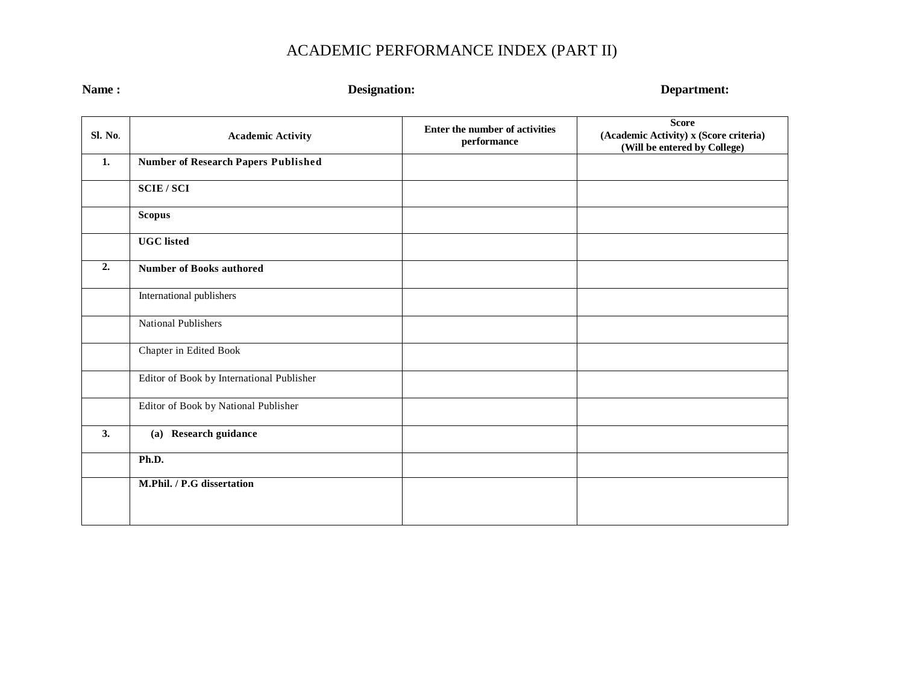# ACADEMIC PERFORMANCE INDEX (PART II)

**Name :** **Designation:** **Department:**

| Sl. No. | Academic Activity | Enter the number of activities performance | Score (Academic Activity) x (Score criteria) (Will be entered by College) |
|---|---|---|---|
| **1.** | **Number of Research Papers Published** | | |
| | **SCIE / SCI** | | |
| | **Scopus** | | |
| | **UGC listed** | | |
| **2.** | **Number of Books authored** | | |
| | International publishers | | |
| | National Publishers | | |
| | Chapter in Edited Book | | |
| | Editor of Book by International Publisher | | |
| | Editor of Book by National Publisher | | |
| **3.** | **(a) Research guidance** | | |
| | **Ph.D.** | | |
| | **M.Phil. / P.G dissertation** | | |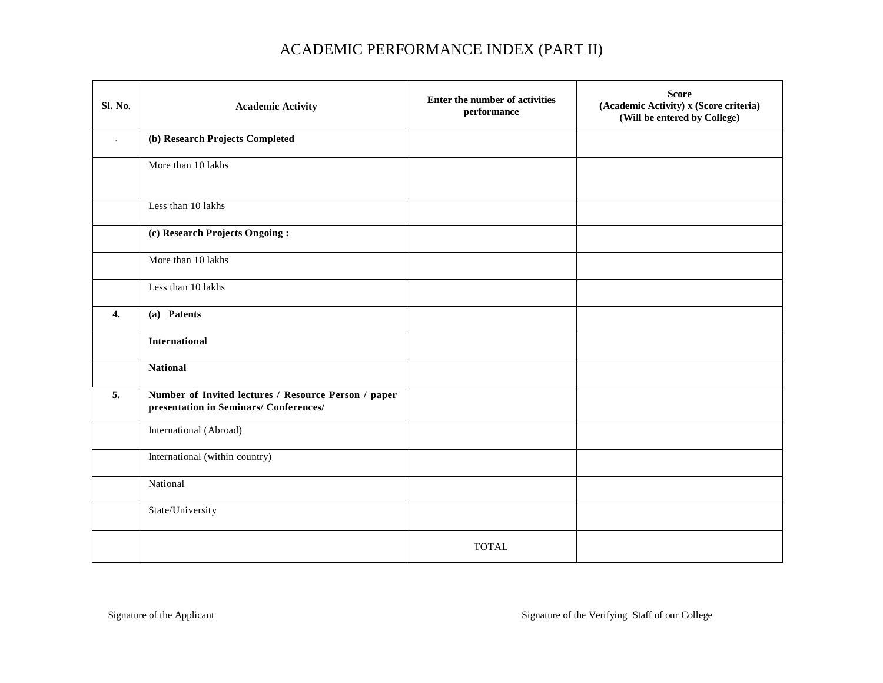# ACADEMIC PERFORMANCE INDEX (PART II)

| **Sl. No.** | **Academic Activity** | **Enter the number of activities performance** | **Score (Academic Activity) x (Score criteria) (Will be entered by College)** |
|---|---|---|---|
| . | **(b) Research Projects Completed** | | |
| | More than 10 lakhs | | |
| | Less than 10 lakhs | | |
| | **(c) Research Projects Ongoing :** | | |
| | More than 10 lakhs | | |
| | Less than 10 lakhs | | |
| **4.** | **(a) Patents** | | |
| | **International** | | |
| | **National** | | |
| **5.** | **Number of Invited lectures / Resource Person / paper presentation in Seminars/ Conferences/** | | |
| | International (Abroad) | | |
| | International (within country) | | |
| | National | | |
| | State/University | | |
| | | TOTAL | |

Signature of the Applicant

Signature of the Verifying Staff of our College